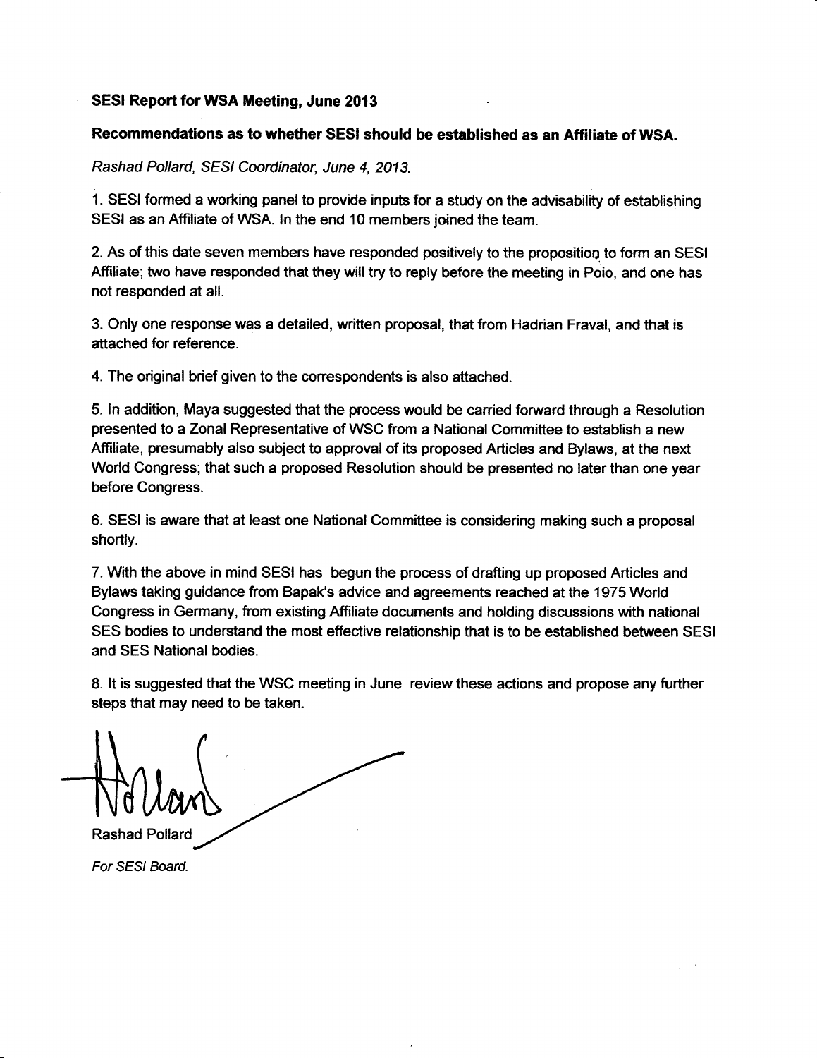**SESI Report for WSA Meeting, June 2013**

**Recommendations as to whether SESI should be established as an Affiliate of WSA.**

*Rashad Pollard, SESI Coordinator, June 4, 2013.*

1. SESI formed a working panel to provide inputs for a study on the advisability of establishing SESI as an Affiliate of WSA. In the end 10 members joined the team.

2. As of this date seven members have responded positively to the proposition to form an SESI Affiliate; two have responded that they will try to reply before the meeting in Poio, and one has not responded at all.

3. Only one response was a detailed, written proposal, that from Hadrian Fraval, and that is attached for reference.

4. The original brief given to the correspondents is also attached.

5. In addition, Maya suggested that the process would be carried forward through a Resolution presented to a Zonal Representative of WSC from a National Committee to establish a new Affiliate, presumably also subject to approval of its proposed Articles and Bylaws, at the next World Congress; that such a proposed Resolution should be presented no later than one year before Congress.

6. SESI is aware that at least one National Committee is considering making such a proposal shortly.

7. With the above in mind SESI has begun the process of drafting up proposed Articles and Bylaws taking guidance from Bapak's advice and agreements reached at the 1975 World Congress in Germany, from existing Affiliate documents and holding discussions with national SES bodies to understand the most effective relationship that is to be established between SESI and SES National bodies.

8. It is suggested that the WSC meeting in June review these actions and propose any further steps that may need to be taken.

Rashad Pollard

*For SESI Board.*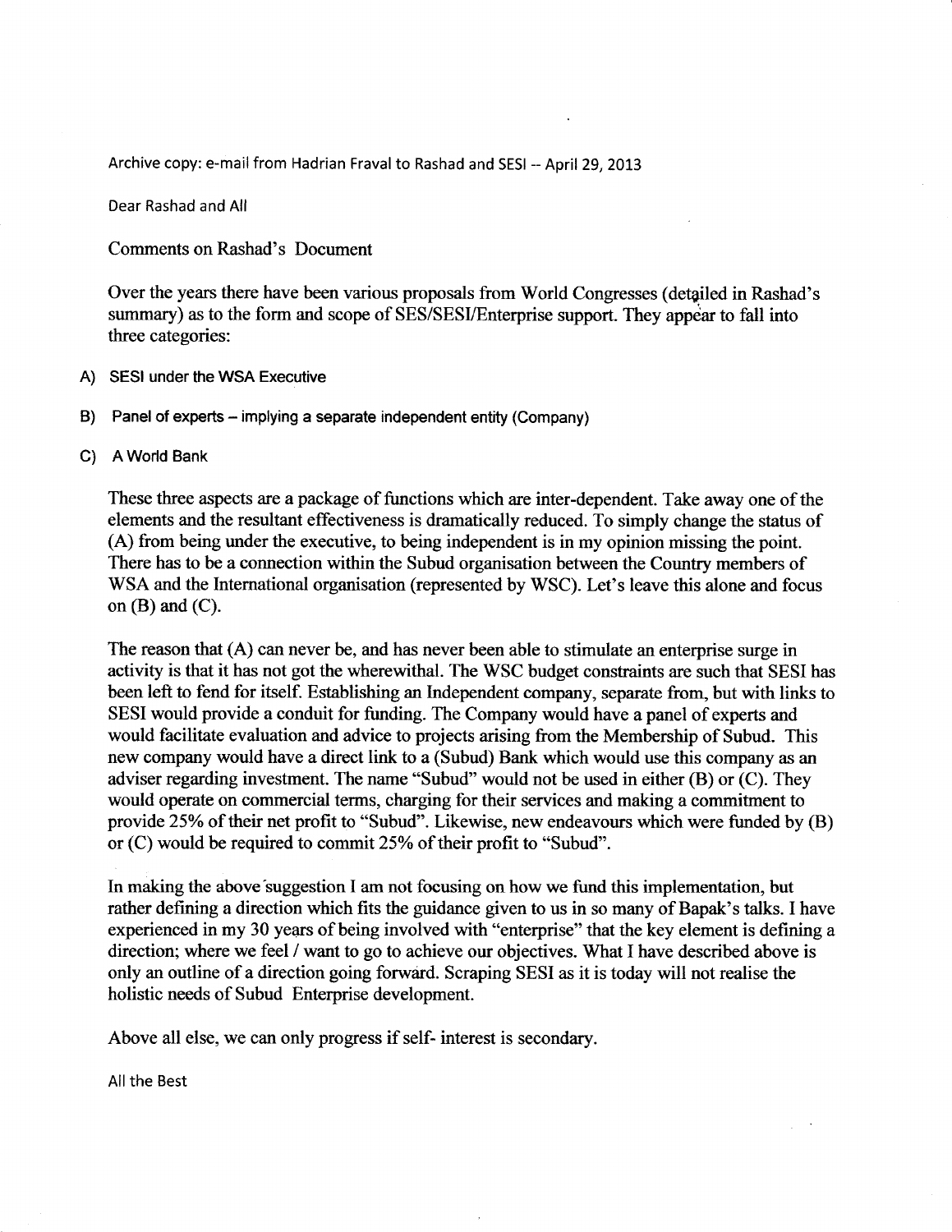Archive copy: e-mail from Hadrian Fraval to Rashad and SESI -- April 29, 2013

Dear Rashad and All

Comments on Rashad's Document

Over the years there have been various proposals from World Congresses (detailed in Rashad's summary) as to the form and scope of SES/SESI/Enterprise support. They appear to fall into three categories:

A) SESI under the WSA Executive

B) Panel of experts – implying a separate independent entity (Company)

C) A World Bank

These three aspects are a package of functions which are inter-dependent. Take away one of the elements and the resultant effectiveness is dramatically reduced. To simply change the status of (A) from being under the executive, to being independent is in my opinion missing the point. There has to be a connection within the Subud organisation between the Country members of WSA and the International organisation (represented by WSC). Let's leave this alone and focus on (B) and (C).

The reason that (A) can never be, and has never been able to stimulate an enterprise surge in activity is that it has not got the wherewithal. The WSC budget constraints are such that SESI has been left to fend for itself. Establishing an Independent company, separate from, but with links to SESI would provide a conduit for funding. The Company would have a panel of experts and would facilitate evaluation and advice to projects arising from the Membership of Subud. This new company would have a direct link to a (Subud) Bank which would use this company as an adviser regarding investment. The name "Subud" would not be used in either (B) or (C). They would operate on commercial terms, charging for their services and making a commitment to provide 25% of their net profit to "Subud". Likewise, new endeavours which were funded by (B) or (C) would be required to commit 25% of their profit to "Subud".

In making the above suggestion I am not focusing on how we fund this implementation, but rather defining a direction which fits the guidance given to us in so many of Bapak's talks. I have experienced in my 30 years of being involved with "enterprise" that the key element is defining a direction; where we feel / want to go to achieve our objectives. What I have described above is only an outline of a direction going forward. Scraping SESI as it is today will not realise the holistic needs of Subud Enterprise development.

Above all else, we can only progress if self- interest is secondary.

All the Best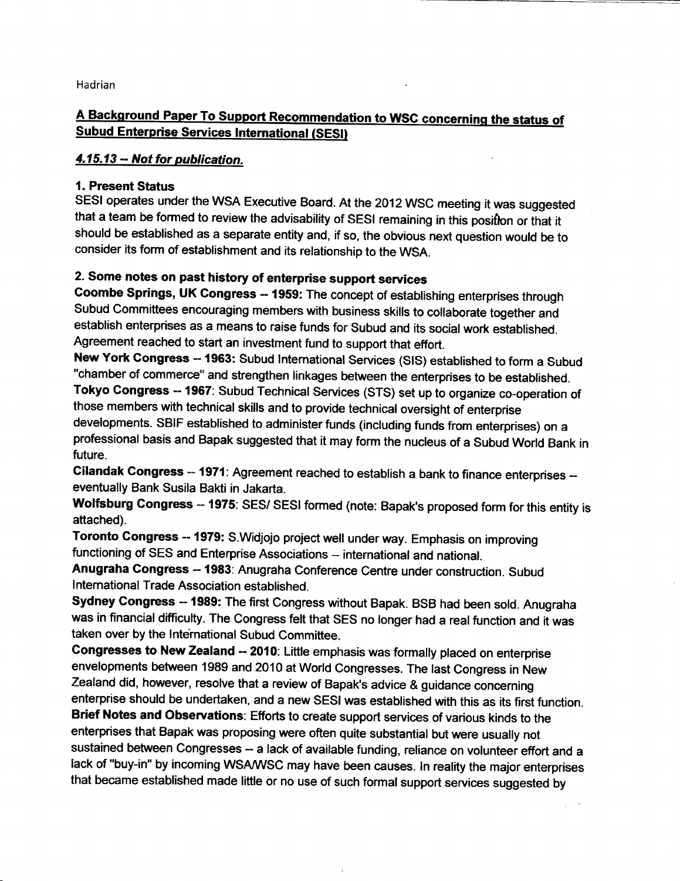Hadrian

## A Background Paper To Support Recommendation to WSC concerning the status of Subud Enterprise Services International (SESI)

### *4.15.13 -- Not for publication.*

**1. Present Status**

SESI operates under the WSA Executive Board. At the 2012 WSC meeting it was suggested that a team be formed to review the advisability of SESI remaining in this position or that it should be established as a separate entity and, if so, the obvious next question would be to consider its form of establishment and its relationship to the WSA.

**2. Some notes on past history of enterprise support services**

**Coombe Springs, UK Congress -- 1959:** The concept of establishing enterprises through Subud Committees encouraging members with business skills to collaborate together and establish enterprises as a means to raise funds for Subud and its social work established. Agreement reached to start an investment fund to support that effort.

**New York Congress -- 1963:** Subud International Services (SIS) established to form a Subud "chamber of commerce" and strengthen linkages between the enterprises to be established.

**Tokyo Congress -- 1967**: Subud Technical Services (STS) set up to organize co-operation of those members with technical skills and to provide technical oversight of enterprise developments. SBIF established to administer funds (including funds from enterprises) on a professional basis and Bapak suggested that it may form the nucleus of a Subud World Bank in future.

**Cilandak Congress -- 1971**: Agreement reached to establish a bank to finance enterprises -- eventually Bank Susila Bakti in Jakarta.

**Wolfsburg Congress -- 1975**: SES/ SESI formed (note: Bapak's proposed form for this entity is attached).

**Toronto Congress -- 1979:** S.Widjojo project well under way. Emphasis on improving functioning of SES and Enterprise Associations – international and national.

**Anugraha Congress -- 1983**: Anugraha Conference Centre under construction. Subud International Trade Association established.

**Sydney Congress -- 1989:** The first Congress without Bapak. BSB had been sold. Anugraha was in financial difficulty. The Congress felt that SES no longer had a real function and it was taken over by the International Subud Committee.

**Congresses to New Zealand -- 2010**: Little emphasis was formally placed on enterprise envelopments between 1989 and 2010 at World Congresses. The last Congress in New Zealand did, however, resolve that a review of Bapak's advice & guidance concerning enterprise should be undertaken, and a new SESI was established with this as its first function.

**Brief Notes and Observations**: Efforts to create support services of various kinds to the enterprises that Bapak was proposing were often quite substantial but were usually not sustained between Congresses -- a lack of available funding, reliance on volunteer effort and a lack of "buy-in" by incoming WSA/WSC may have been causes. In reality the major enterprises that became established made little or no use of such formal support services suggested by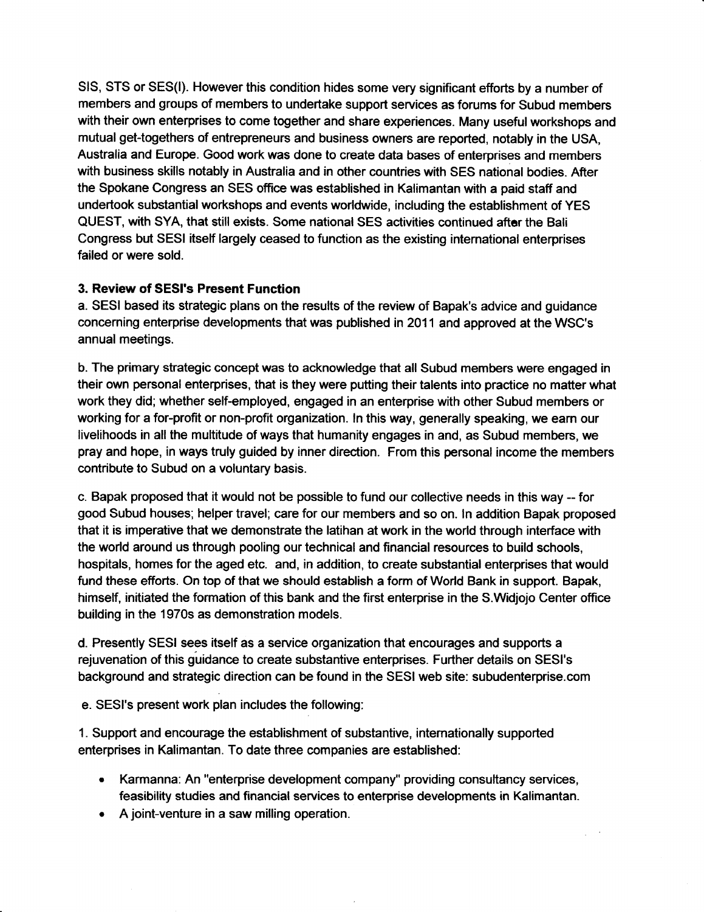SIS, STS or SES(I). However this condition hides some very significant efforts by a number of members and groups of members to undertake support services as forums for Subud members with their own enterprises to come together and share experiences. Many useful workshops and mutual get-togethers of entrepreneurs and business owners are reported, notably in the USA, Australia and Europe. Good work was done to create data bases of enterprises and members with business skills notably in Australia and in other countries with SES national bodies. After the Spokane Congress an SES office was established in Kalimantan with a paid staff and undertook substantial workshops and events worldwide, including the establishment of YES QUEST, with SYA, that still exists. Some national SES activities continued after the Bali Congress but SESI itself largely ceased to function as the existing international enterprises failed or were sold.

### 3. Review of SESI's Present Function

a. SESI based its strategic plans on the results of the review of Bapak's advice and guidance concerning enterprise developments that was published in 2011 and approved at the WSC's annual meetings.

b. The primary strategic concept was to acknowledge that all Subud members were engaged in their own personal enterprises, that is they were putting their talents into practice no matter what work they did; whether self-employed, engaged in an enterprise with other Subud members or working for a for-profit or non-profit organization. In this way, generally speaking, we earn our livelihoods in all the multitude of ways that humanity engages in and, as Subud members, we pray and hope, in ways truly guided by inner direction. From this personal income the members contribute to Subud on a voluntary basis.

c. Bapak proposed that it would not be possible to fund our collective needs in this way -- for good Subud houses; helper travel; care for our members and so on. In addition Bapak proposed that it is imperative that we demonstrate the latihan at work in the world through interface with the world around us through pooling our technical and financial resources to build schools, hospitals, homes for the aged etc. and, in addition, to create substantial enterprises that would fund these efforts. On top of that we should establish a form of World Bank in support. Bapak, himself, initiated the formation of this bank and the first enterprise in the S.Widjojo Center office building in the 1970s as demonstration models.

d. Presently SESI sees itself as a service organization that encourages and supports a rejuvenation of this guidance to create substantive enterprises. Further details on SESI's background and strategic direction can be found in the SESI web site: subudenterprise.com

e. SESI's present work plan includes the following:

1. Support and encourage the establishment of substantive, internationally supported enterprises in Kalimantan. To date three companies are established:

- Karmanna: An "enterprise development company" providing consultancy services, feasibility studies and financial services to enterprise developments in Kalimantan.
- A joint-venture in a saw milling operation.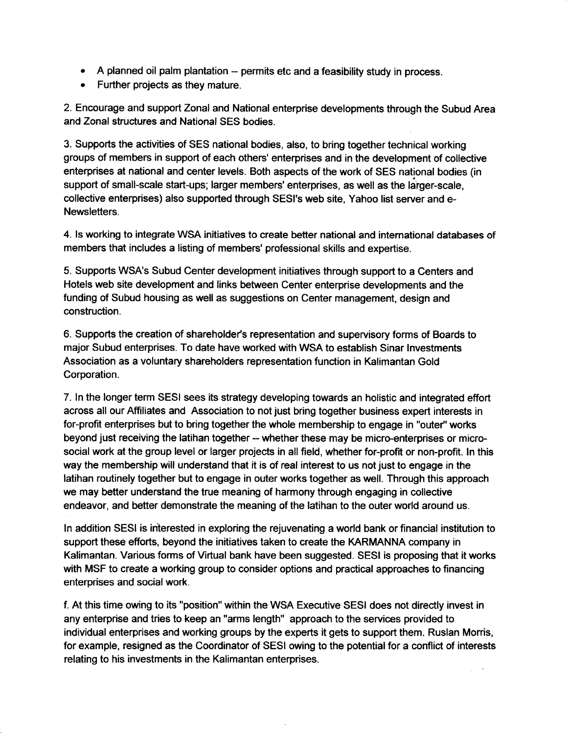- A planned oil palm plantation -- permits etc and a feasibility study in process.
- Further projects as they mature.

2. Encourage and support Zonal and National enterprise developments through the Subud Area and Zonal structures and National SES bodies.

3. Supports the activities of SES national bodies, also, to bring together technical working groups of members in support of each others' enterprises and in the development of collective enterprises at national and center levels. Both aspects of the work of SES national bodies (in support of small-scale start-ups; larger members' enterprises, as well as the larger-scale, collective enterprises) also supported through SESI's web site, Yahoo list server and e-Newsletters.

4. Is working to integrate WSA initiatives to create better national and international databases of members that includes a listing of members' professional skills and expertise.

5. Supports WSA's Subud Center development initiatives through support to a Centers and Hotels web site development and links between Center enterprise developments and the funding of Subud housing as well as suggestions on Center management, design and construction.

6. Supports the creation of shareholder's representation and supervisory forms of Boards to major Subud enterprises. To date have worked with WSA to establish Sinar Investments Association as a voluntary shareholders representation function in Kalimantan Gold Corporation.

7. In the longer term SESI sees its strategy developing towards an holistic and integrated effort across all our Affiliates and Association to not just bring together business expert interests in for-profit enterprises but to bring together the whole membership to engage in "outer" works beyond just receiving the latihan together -- whether these may be micro-enterprises or micro-social work at the group level or larger projects in all field, whether for-profit or non-profit. In this way the membership will understand that it is of real interest to us not just to engage in the latihan routinely together but to engage in outer works together as well. Through this approach we may better understand the true meaning of harmony through engaging in collective endeavor, and better demonstrate the meaning of the latihan to the outer world around us.

In addition SESI is interested in exploring the rejuvenating a world bank or financial institution to support these efforts, beyond the initiatives taken to create the KARMANNA company in Kalimantan. Various forms of Virtual bank have been suggested. SESI is proposing that it works with MSF to create a working group to consider options and practical approaches to financing enterprises and social work.

f. At this time owing to its "position" within the WSA Executive SESI does not directly invest in any enterprise and tries to keep an "arms length" approach to the services provided to individual enterprises and working groups by the experts it gets to support them. Ruslan Morris, for example, resigned as the Coordinator of SESI owing to the potential for a conflict of interests relating to his investments in the Kalimantan enterprises.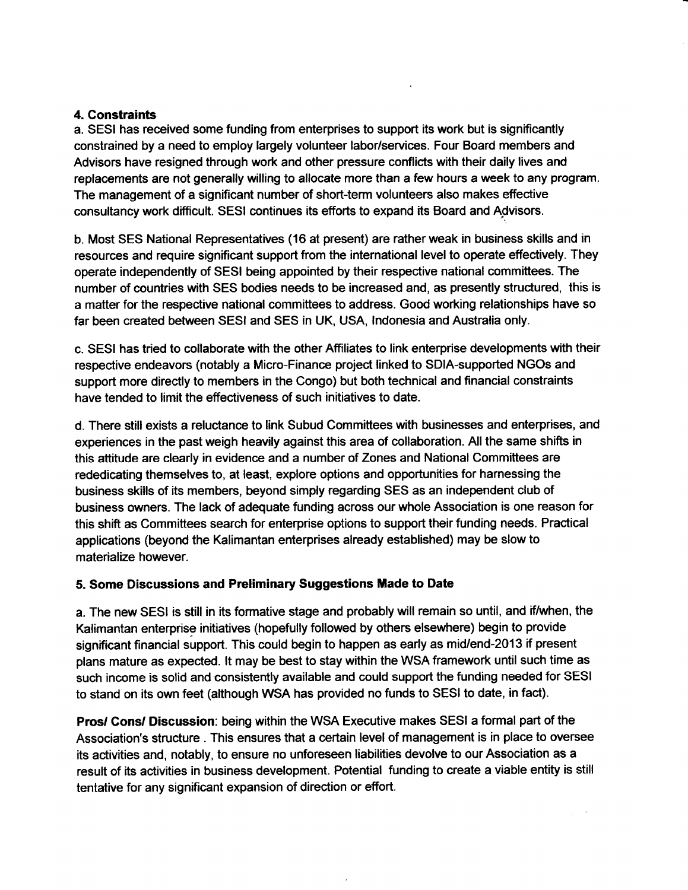**4. Constraints**

a. SESI has received some funding from enterprises to support its work but is significantly constrained by a need to employ largely volunteer labor/services. Four Board members and Advisors have resigned through work and other pressure conflicts with their daily lives and replacements are not generally willing to allocate more than a few hours a week to any program. The management of a significant number of short-term volunteers also makes effective consultancy work difficult. SESI continues its efforts to expand its Board and Advisors.

b. Most SES National Representatives (16 at present) are rather weak in business skills and in resources and require significant support from the international level to operate effectively. They operate independently of SESI being appointed by their respective national committees. The number of countries with SES bodies needs to be increased and, as presently structured, this is a matter for the respective national committees to address. Good working relationships have so far been created between SESI and SES in UK, USA, Indonesia and Australia only.

c. SESI has tried to collaborate with the other Affiliates to link enterprise developments with their respective endeavors (notably a Micro-Finance project linked to SDIA-supported NGOs and support more directly to members in the Congo) but both technical and financial constraints have tended to limit the effectiveness of such initiatives to date.

d. There still exists a reluctance to link Subud Committees with businesses and enterprises, and experiences in the past weigh heavily against this area of collaboration. All the same shifts in this attitude are clearly in evidence and a number of Zones and National Committees are rededicating themselves to, at least, explore options and opportunities for harnessing the business skills of its members, beyond simply regarding SES as an independent club of business owners. The lack of adequate funding across our whole Association is one reason for this shift as Committees search for enterprise options to support their funding needs. Practical applications (beyond the Kalimantan enterprises already established) may be slow to materialize however.

**5. Some Discussions and Preliminary Suggestions Made to Date**

a. The new SESI is still in its formative stage and probably will remain so until, and if/when, the Kalimantan enterprise initiatives (hopefully followed by others elsewhere) begin to provide significant financial support. This could begin to happen as early as mid/end-2013 if present plans mature as expected. It may be best to stay within the WSA framework until such time as such income is solid and consistently available and could support the funding needed for SESI to stand on its own feet (although WSA has provided no funds to SESI to date, in fact).

**Pros/ Cons/ Discussion**: being within the WSA Executive makes SESI a formal part of the Association's structure . This ensures that a certain level of management is in place to oversee its activities and, notably, to ensure no unforeseen liabilities devolve to our Association as a result of its activities in business development. Potential funding to create a viable entity is still tentative for any significant expansion of direction or effort.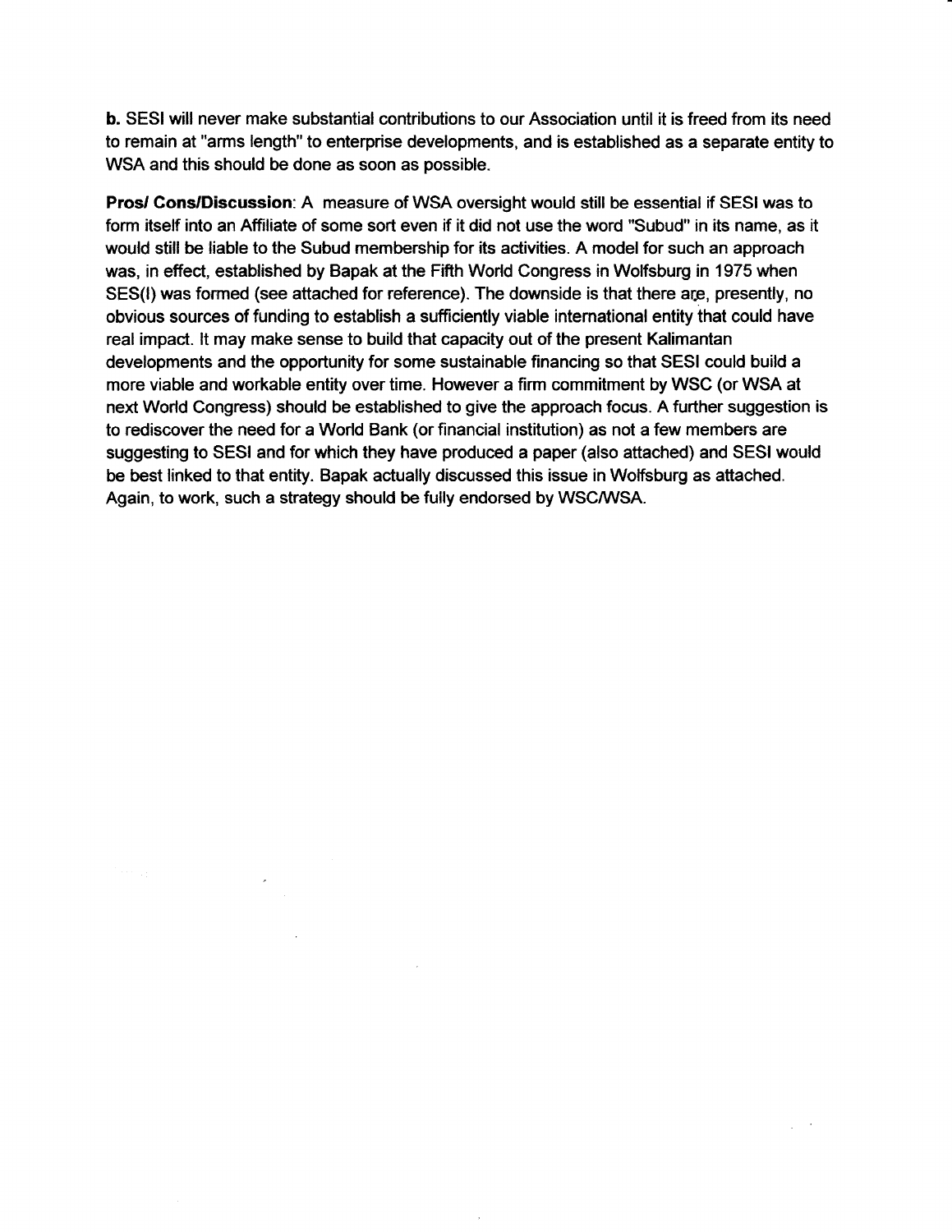**b.** SESI will never make substantial contributions to our Association until it is freed from its need to remain at "arms length" to enterprise developments, and is established as a separate entity to WSA and this should be done as soon as possible.

**Pros/ Cons/Discussion**: A measure of WSA oversight would still be essential if SESI was to form itself into an Affiliate of some sort even if it did not use the word "Subud" in its name, as it would still be liable to the Subud membership for its activities. A model for such an approach was, in effect, established by Bapak at the Fifth World Congress in Wolfsburg in 1975 when SES(I) was formed (see attached for reference). The downside is that there are, presently, no obvious sources of funding to establish a sufficiently viable international entity that could have real impact. It may make sense to build that capacity out of the present Kalimantan developments and the opportunity for some sustainable financing so that SESI could build a more viable and workable entity over time. However a firm commitment by WSC (or WSA at next World Congress) should be established to give the approach focus. A further suggestion is to rediscover the need for a World Bank (or financial institution) as not a few members are suggesting to SESI and for which they have produced a paper (also attached) and SESI would be best linked to that entity. Bapak actually discussed this issue in Wolfsburg as attached. Again, to work, such a strategy should be fully endorsed by WSC/WSA.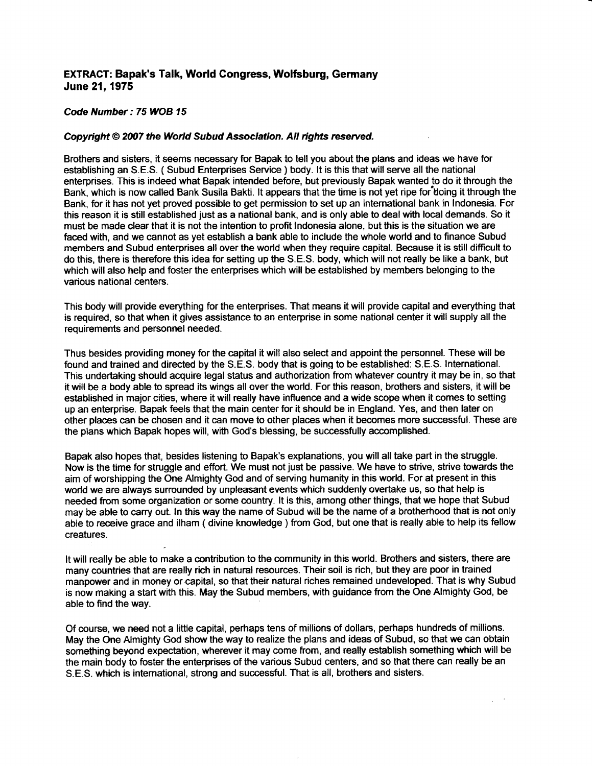**EXTRACT: Bapak's Talk, World Congress, Wolfsburg, Germany June 21, 1975**

***Code Number : 75 WOB 15***

***Copyright © 2007 the World Subud Association. All rights reserved.***

Brothers and sisters, it seems necessary for Bapak to tell you about the plans and ideas we have for establishing an S.E.S. ( Subud Enterprises Service ) body. It is this that will serve all the national enterprises. This is indeed what Bapak intended before, but previously Bapak wanted to do it through the Bank, which is now called Bank Susila Bakti. It appears that the time is not yet ripe for doing it through the Bank, for it has not yet proved possible to get permission to set up an international bank in Indonesia. For this reason it is still established just as a national bank, and is only able to deal with local demands. So it must be made clear that it is not the intention to profit Indonesia alone, but this is the situation we are faced with, and we cannot as yet establish a bank able to include the whole world and to finance Subud members and Subud enterprises all over the world when they require capital. Because it is still difficult to do this, there is therefore this idea for setting up the S.E.S. body, which will not really be like a bank, but which will also help and foster the enterprises which will be established by members belonging to the various national centers.

This body will provide everything for the enterprises. That means it will provide capital and everything that is required, so that when it gives assistance to an enterprise in some national center it will supply all the requirements and personnel needed.

Thus besides providing money for the capital it will also select and appoint the personnel. These will be found and trained and directed by the S.E.S. body that is going to be established: S.E.S. International. This undertaking should acquire legal status and authorization from whatever country it may be in, so that it will be a body able to spread its wings all over the world. For this reason, brothers and sisters, it will be established in major cities, where it will really have influence and a wide scope when it comes to setting up an enterprise. Bapak feels that the main center for it should be in England. Yes, and then later on other places can be chosen and it can move to other places when it becomes more successful. These are the plans which Bapak hopes will, with God's blessing, be successfully accomplished.

Bapak also hopes that, besides listening to Bapak's explanations, you will all take part in the struggle. Now is the time for struggle and effort. We must not just be passive. We have to strive, strive towards the aim of worshipping the One Almighty God and of serving humanity in this world. For at present in this world we are always surrounded by unpleasant events which suddenly overtake us, so that help is needed from some organization or some country. It is this, among other things, that we hope that Subud may be able to carry out. In this way the name of Subud will be the name of a brotherhood that is not only able to receive grace and ilham ( divine knowledge ) from God, but one that is really able to help its fellow creatures.

It will really be able to make a contribution to the community in this world. Brothers and sisters, there are many countries that are really rich in natural resources. Their soil is rich, but they are poor in trained manpower and in money or capital, so that their natural riches remained undeveloped. That is why Subud is now making a start with this. May the Subud members, with guidance from the One Almighty God, be able to find the way.

Of course, we need not a little capital, perhaps tens of millions of dollars, perhaps hundreds of millions. May the One Almighty God show the way to realize the plans and ideas of Subud, so that we can obtain something beyond expectation, wherever it may come from, and really establish something which will be the main body to foster the enterprises of the various Subud centers, and so that there can really be an S.E.S. which is international, strong and successful. That is all, brothers and sisters.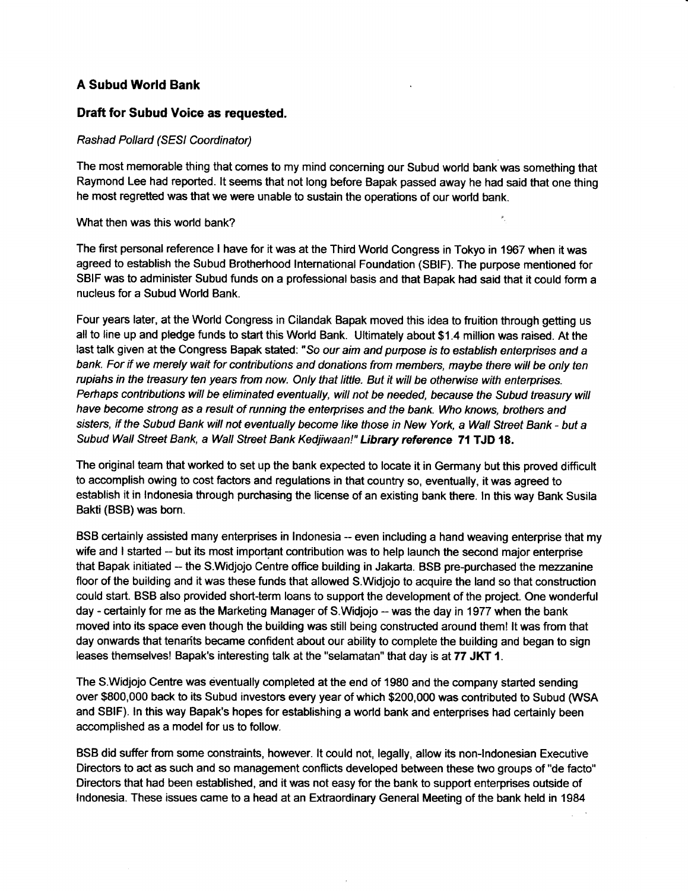### A Subud World Bank

### Draft for Subud Voice as requested.

*Rashad Pollard (SESI Coordinator)*

The most memorable thing that comes to my mind concerning our Subud world bank was something that Raymond Lee had reported. It seems that not long before Bapak passed away he had said that one thing he most regretted was that we were unable to sustain the operations of our world bank.

What then was this world bank?

The first personal reference I have for it was at the Third World Congress in Tokyo in 1967 when it was agreed to establish the Subud Brotherhood International Foundation (SBIF). The purpose mentioned for SBIF was to administer Subud funds on a professional basis and that Bapak had said that it could form a nucleus for a Subud World Bank.

Four years later, at the World Congress in Cilandak Bapak moved this idea to fruition through getting us all to line up and pledge funds to start this World Bank. Ultimately about $1.4 million was raised. At the last talk given at the Congress Bapak stated: *"So our aim and purpose is to establish enterprises and a bank. For if we merely wait for contributions and donations from members, maybe there will be only ten rupiahs in the treasury ten years from now. Only that little. But it will be otherwise with enterprises. Perhaps contributions will be eliminated eventually, will not be needed, because the Subud treasury will have become strong as a result of running the enterprises and the bank. Who knows, brothers and sisters, if the Subud Bank will not eventually become like those in New York, a Wall Street Bank - but a Subud Wall Street Bank, a Wall Street Bank Kedjiwaan!"* **Library reference 71 TJD 18.**

The original team that worked to set up the bank expected to locate it in Germany but this proved difficult to accomplish owing to cost factors and regulations in that country so, eventually, it was agreed to establish it in Indonesia through purchasing the license of an existing bank there. In this way Bank Susila Bakti (BSB) was born.

BSB certainly assisted many enterprises in Indonesia -- even including a hand weaving enterprise that my wife and I started -- but its most important contribution was to help launch the second major enterprise that Bapak initiated -- the S.Widjojo Centre office building in Jakarta. BSB pre-purchased the mezzanine floor of the building and it was these funds that allowed S.Widjojo to acquire the land so that construction could start. BSB also provided short-term loans to support the development of the project. One wonderful day - certainly for me as the Marketing Manager of S.Widjojo -- was the day in 1977 when the bank moved into its space even though the building was still being constructed around them! It was from that day onwards that tenants became confident about our ability to complete the building and began to sign leases themselves! Bapak's interesting talk at the "selamatan" that day is at **77 JKT 1**.

The S.Widjojo Centre was eventually completed at the end of 1980 and the company started sending over $800,000 back to its Subud investors every year of which $200,000 was contributed to Subud (WSA and SBIF). In this way Bapak's hopes for establishing a world bank and enterprises had certainly been accomplished as a model for us to follow.

BSB did suffer from some constraints, however. It could not, legally, allow its non-Indonesian Executive Directors to act as such and so management conflicts developed between these two groups of "de facto" Directors that had been established, and it was not easy for the bank to support enterprises outside of Indonesia. These issues came to a head at an Extraordinary General Meeting of the bank held in 1984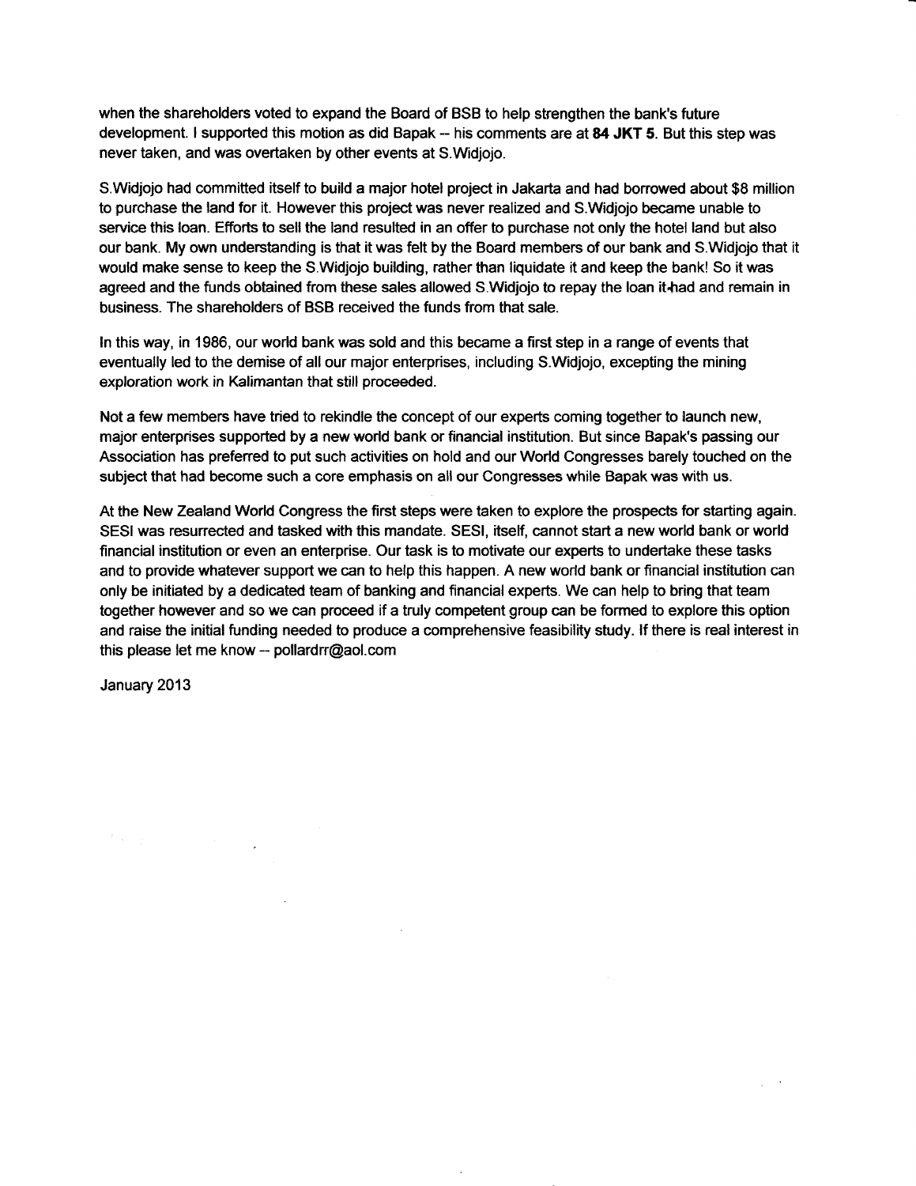when the shareholders voted to expand the Board of BSB to help strengthen the bank's future development. I supported this motion as did Bapak -- his comments are at **84 JKT 5**. But this step was never taken, and was overtaken by other events at S.Widjojo.

S.Widjojo had committed itself to build a major hotel project in Jakarta and had borrowed about $8 million to purchase the land for it. However this project was never realized and S.Widjojo became unable to service this loan. Efforts to sell the land resulted in an offer to purchase not only the hotel land but also our bank. My own understanding is that it was felt by the Board members of our bank and S.Widjojo that it would make sense to keep the S.Widjojo building, rather than liquidate it and keep the bank! So it was agreed and the funds obtained from these sales allowed S.Widjojo to repay the loan it had and remain in business. The shareholders of BSB received the funds from that sale.

In this way, in 1986, our world bank was sold and this became a first step in a range of events that eventually led to the demise of all our major enterprises, including S.Widjojo, excepting the mining exploration work in Kalimantan that still proceeded.

Not a few members have tried to rekindle the concept of our experts coming together to launch new, major enterprises supported by a new world bank or financial institution. But since Bapak's passing our Association has preferred to put such activities on hold and our World Congresses barely touched on the subject that had become such a core emphasis on all our Congresses while Bapak was with us.

At the New Zealand World Congress the first steps were taken to explore the prospects for starting again. SESI was resurrected and tasked with this mandate. SESI, itself, cannot start a new world bank or world financial institution or even an enterprise. Our task is to motivate our experts to undertake these tasks and to provide whatever support we can to help this happen. A new world bank or financial institution can only be initiated by a dedicated team of banking and financial experts. We can help to bring that team together however and so we can proceed if a truly competent group can be formed to explore this option and raise the initial funding needed to produce a comprehensive feasibility study. If there is real interest in this please let me know -- pollardrr@aol.com

January 2013